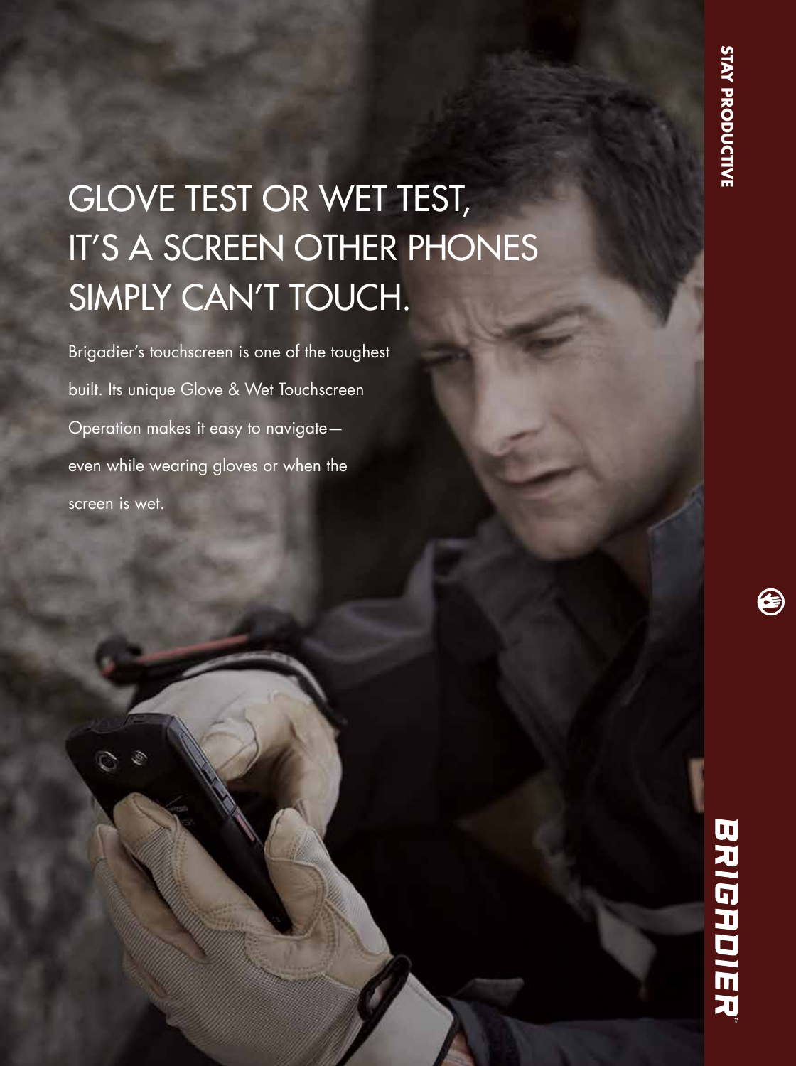# GLOVE TEST OR WET TEST, IT'S A SCREEN OTHER PHONES SIMPLY CAN'T TOUCH.

Brigadier's touchscreen is one of the toughest built. Its unique Glove & Wet Touchscreen Operation makes it easy to navigate—even while wearing gloves or when the screen is wet.

STAY PRODUCTIVE

BRIGADIER™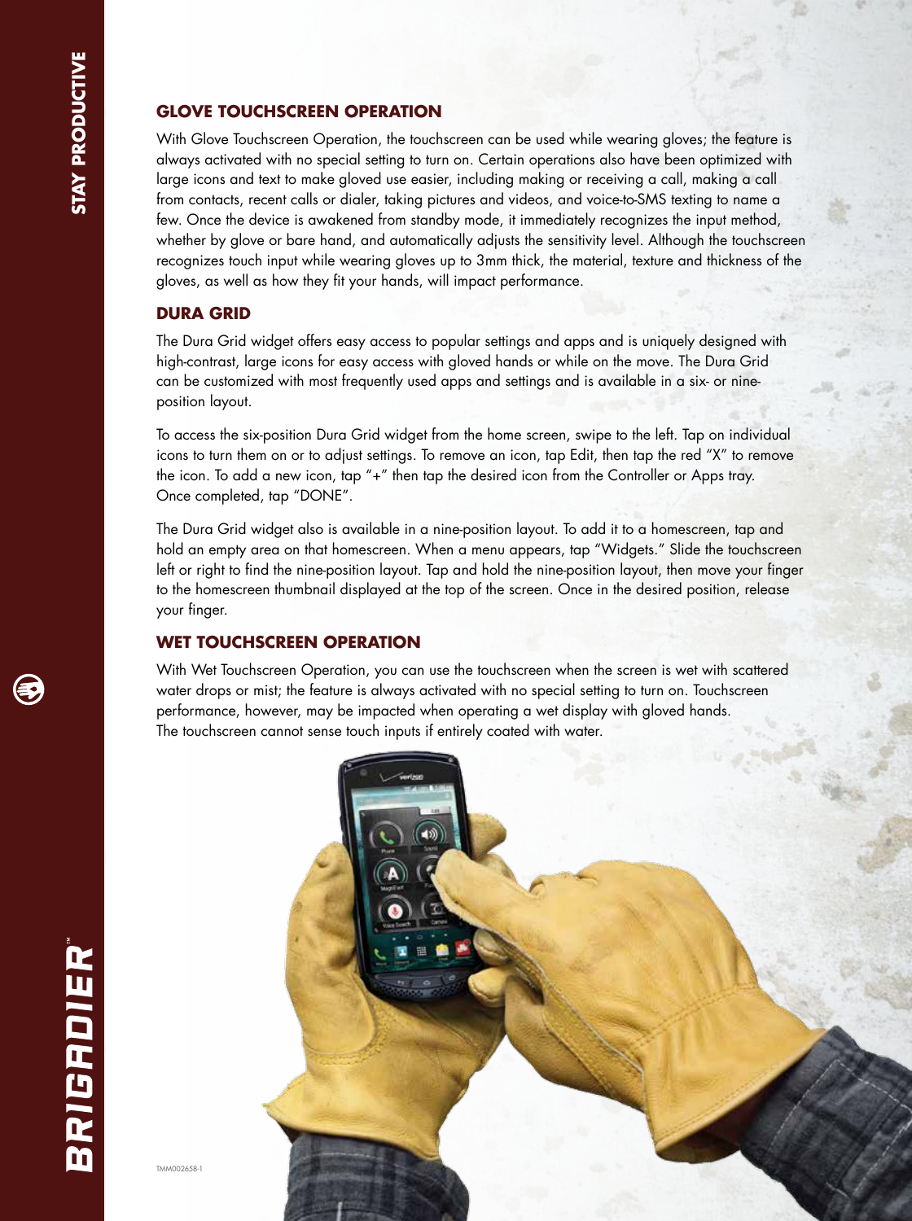## GLOVE TOUCHSCREEN OPERATION

With Glove Touchscreen Operation, the touchscreen can be used while wearing gloves; the feature is always activated with no special setting to turn on. Certain operations also have been optimized with large icons and text to make gloved use easier, including making or receiving a call, making a call from contacts, recent calls or dialer, taking pictures and videos, and voice-to-SMS texting to name a few. Once the device is awakened from standby mode, it immediately recognizes the input method, whether by glove or bare hand, and automatically adjusts the sensitivity level. Although the touchscreen recognizes touch input while wearing gloves up to 3mm thick, the material, texture and thickness of the gloves, as well as how they fit your hands, will impact performance.

## DURA GRID

The Dura Grid widget offers easy access to popular settings and apps and is uniquely designed with high-contrast, large icons for easy access with gloved hands or while on the move. The Dura Grid can be customized with most frequently used apps and settings and is available in a six- or nine-position layout.

To access the six-position Dura Grid widget from the home screen, swipe to the left. Tap on individual icons to turn them on or to adjust settings. To remove an icon, tap Edit, then tap the red "X" to remove the icon. To add a new icon, tap "+" then tap the desired icon from the Controller or Apps tray. Once completed, tap "DONE".

The Dura Grid widget also is available in a nine-position layout. To add it to a homescreen, tap and hold an empty area on that homescreen. When a menu appears, tap "Widgets." Slide the touchscreen left or right to find the nine-position layout. Tap and hold the nine-position layout, then move your finger to the homescreen thumbnail displayed at the top of the screen. Once in the desired position, release your finger.

## WET TOUCHSCREEN OPERATION

With Wet Touchscreen Operation, you can use the touchscreen when the screen is wet with scattered water drops or mist; the feature is always activated with no special setting to turn on. Touchscreen performance, however, may be impacted when operating a wet display with gloved hands. The touchscreen cannot sense touch inputs if entirely coated with water.

TMM002658-1